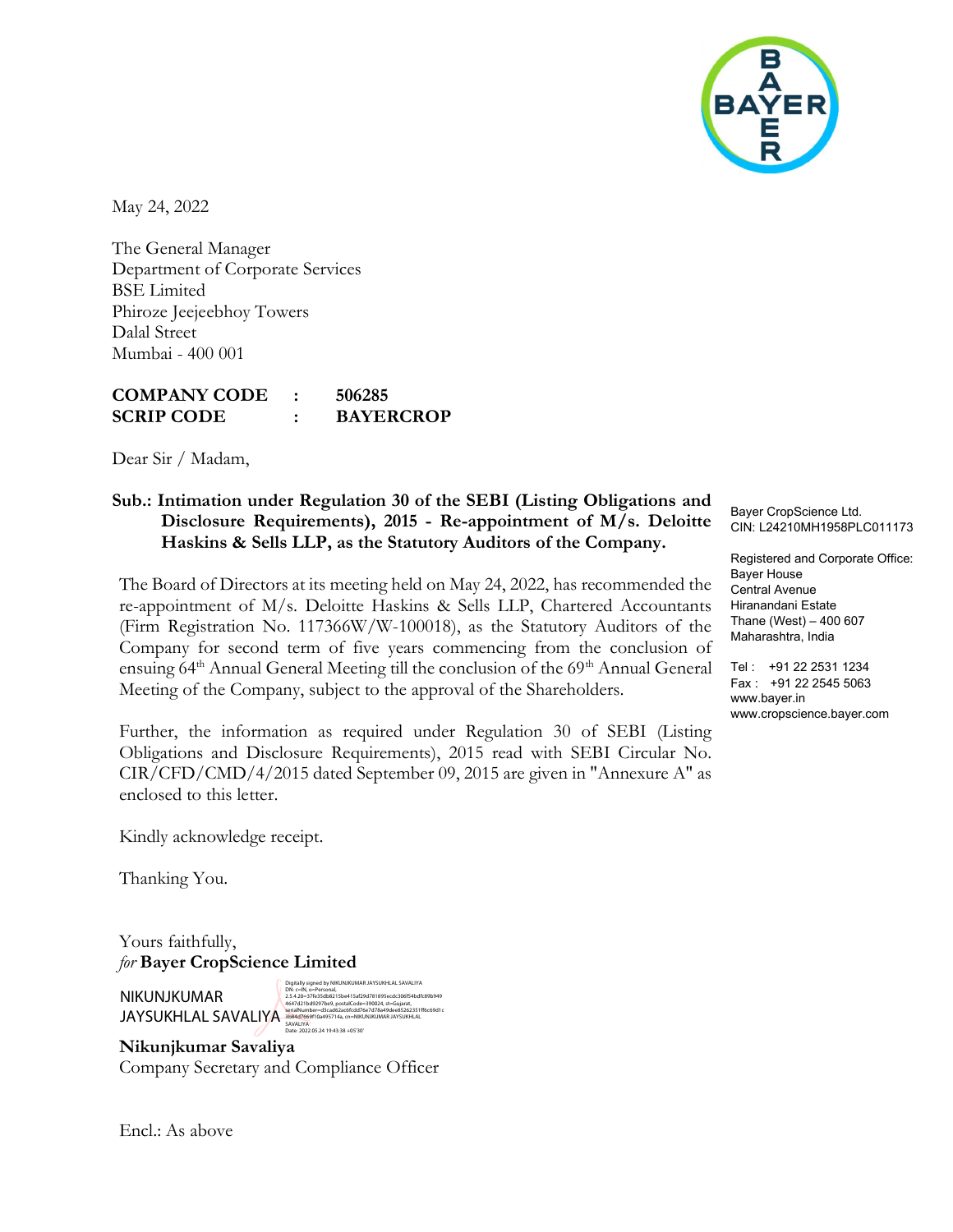May 24, 2022

The General Manager
Department of Corporate Services
BSE Limited
Phiroze Jeejeebhoy Towers
Dalal Street
Mumbai - 400 001

**COMPANY CODE : 506285**
**SCRIP CODE : BAYERCROP**

Dear Sir / Madam,

**Sub.: Intimation under Regulation 30 of the SEBI (Listing Obligations and Disclosure Requirements), 2015 - Re-appointment of M/s. Deloitte Haskins & Sells LLP, as the Statutory Auditors of the Company.**

The Board of Directors at its meeting held on May 24, 2022, has recommended the re-appointment of M/s. Deloitte Haskins & Sells LLP, Chartered Accountants (Firm Registration No. 117366W/W-100018), as the Statutory Auditors of the Company for second term of five years commencing from the conclusion of ensuing 64th Annual General Meeting till the conclusion of the 69th Annual General Meeting of the Company, subject to the approval of the Shareholders.

Further, the information as required under Regulation 30 of SEBI (Listing Obligations and Disclosure Requirements), 2015 read with SEBI Circular No. CIR/CFD/CMD/4/2015 dated September 09, 2015 are given in "Annexure A" as enclosed to this letter.

Kindly acknowledge receipt.

Thanking You.

Yours faithfully,
*for* **Bayer CropScience Limited**

NIKUNJKUMAR JAYSUKHLAL SAVALIYA

Digitally signed by NIKUNJKUMAR JAYSUKHLAL SAVALIYA
Date: 2022.05.24 19:43:38 +05'30'

**Nikunjkumar Savaliya**
Company Secretary and Compliance Officer

Encl.: As above

Bayer CropScience Ltd.
CIN: L24210MH1958PLC011173

Registered and Corporate Office:
Bayer House
Central Avenue
Hiranandani Estate
Thane (West) – 400 607
Maharashtra, India

Tel : +91 22 2531 1234
Fax : +91 22 2545 5063
www.bayer.in
www.cropscience.bayer.com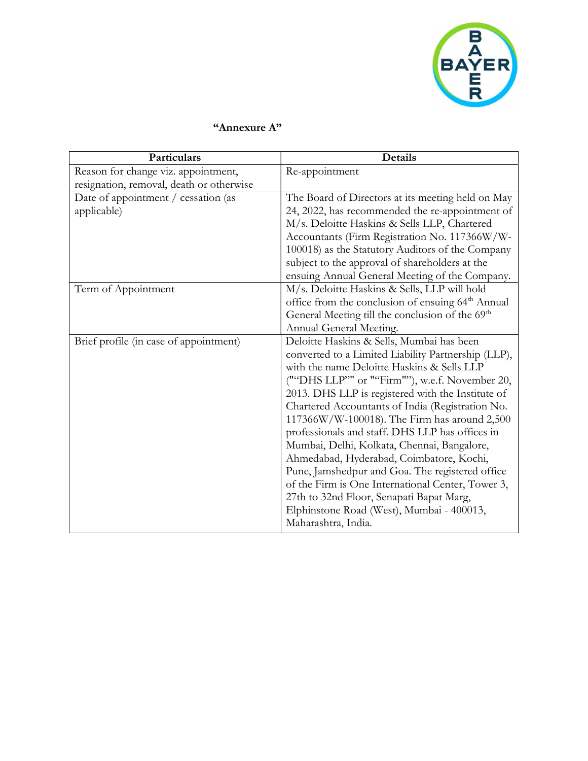**“Annexure A”**

| Particulars | Details |
|---|---|
| Reason for change viz. appointment, resignation, removal, death or otherwise | Re-appointment |
| Date of appointment / cessation (as applicable) | The Board of Directors at its meeting held on May 24, 2022, has recommended the re-appointment of M/s. Deloitte Haskins & Sells LLP, Chartered Accountants (Firm Registration No. 117366W/W-100018) as the Statutory Auditors of the Company subject to the approval of shareholders at the ensuing Annual General Meeting of the Company. |
| Term of Appointment | M/s. Deloitte Haskins & Sells, LLP will hold office from the conclusion of ensuing 64th Annual General Meeting till the conclusion of the 69th Annual General Meeting. |
| Brief profile (in case of appointment) | Deloitte Haskins & Sells, Mumbai has been converted to a Limited Liability Partnership (LLP), with the name Deloitte Haskins & Sells LLP (""DHS LLP"" or ""Firm""), w.e.f. November 20, 2013. DHS LLP is registered with the Institute of Chartered Accountants of India (Registration No. 117366W/W-100018). The Firm has around 2,500 professionals and staff. DHS LLP has offices in Mumbai, Delhi, Kolkata, Chennai, Bangalore, Ahmedabad, Hyderabad, Coimbatore, Kochi, Pune, Jamshedpur and Goa. The registered office of the Firm is One International Center, Tower 3, 27th to 32nd Floor, Senapati Bapat Marg, Elphinstone Road (West), Mumbai - 400013, Maharashtra, India. |